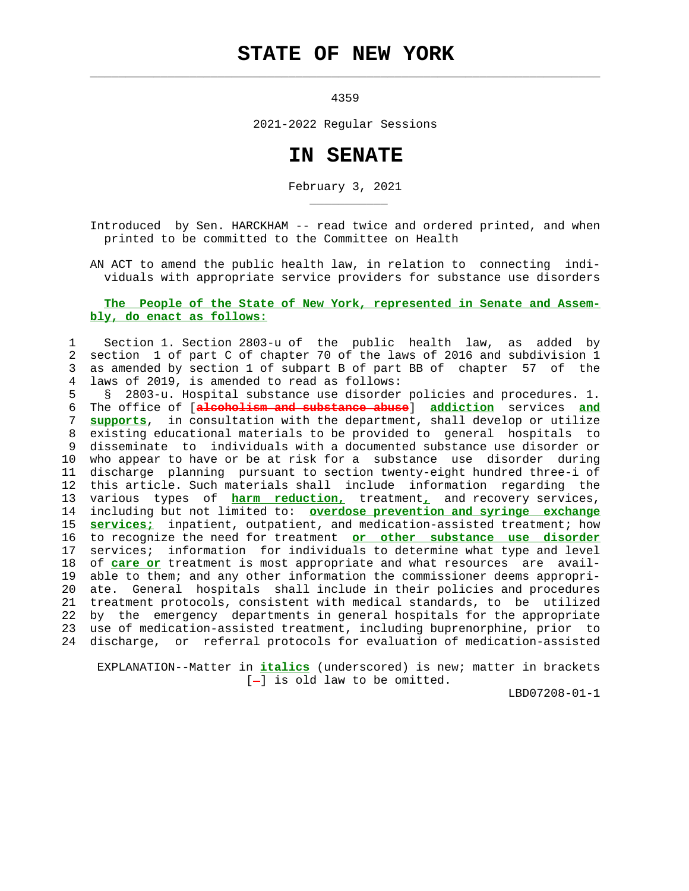# STATE OF NEW YORK

4359

2021-2022 Regular Sessions

# IN SENATE

February 3, 2021

Introduced by Sen. HARCKHAM -- read twice and ordered printed, and when printed to be committed to the Committee on Health

AN ACT to amend the public health law, in relation to connecting individuals with appropriate service providers for substance use disorders

**The People of the State of New York, represented in Senate and Assembly, do enact as follows:**

1 Section 1. Section 2803-u of the public health law, as added by
2 section 1 of part C of chapter 70 of the laws of 2016 and subdivision 1
3 as amended by section 1 of subpart B of part BB of chapter 57 of the
4 laws of 2019, is amended to read as follows:
5 § 2803-u. Hospital substance use disorder policies and procedures. 1.
6 The office of [~~alcoholism and substance abuse~~] *addiction* services *and*
7 *supports*, in consultation with the department, shall develop or utilize
8 existing educational materials to be provided to general hospitals to
9 disseminate to individuals with a documented substance use disorder or
10 who appear to have or be at risk for a substance use disorder during
11 discharge planning pursuant to section twenty-eight hundred three-i of
12 this article. Such materials shall include information regarding the
13 various types of *harm reduction,* treatment*,* and recovery services,
14 including but not limited to: *overdose prevention and syringe exchange*
15 *services;* inpatient, outpatient, and medication-assisted treatment; how
16 to recognize the need for treatment *or other substance use disorder*
17 services; information for individuals to determine what type and level
18 of *care or* treatment is most appropriate and what resources are avail-
19 able to them; and any other information the commissioner deems appropri-
20 ate. General hospitals shall include in their policies and procedures
21 treatment protocols, consistent with medical standards, to be utilized
22 by the emergency departments in general hospitals for the appropriate
23 use of medication-assisted treatment, including buprenorphine, prior to
24 discharge, or referral protocols for evaluation of medication-assisted

EXPLANATION--Matter in *italics* (underscored) is new; matter in brackets
[-] is old law to be omitted.

LBD07208-01-1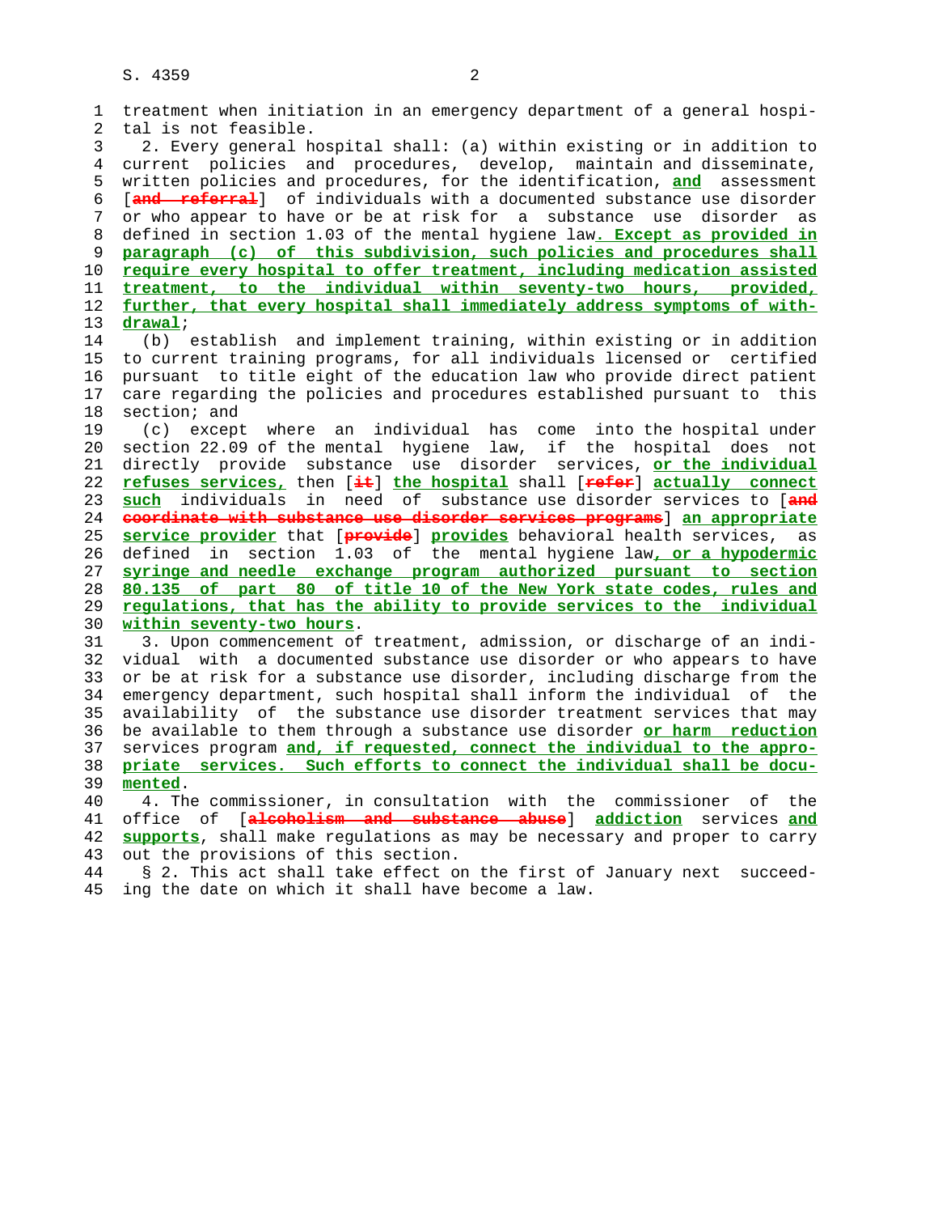treatment when initiation in an emergency department of a general hospital is not feasible.

2. Every general hospital shall: (a) within existing or in addition to current policies and procedures, develop, maintain and disseminate, written policies and procedures, for the identification, **and** assessment [~~and referral~~] of individuals with a documented substance use disorder or who appear to have or be at risk for a substance use disorder as defined in section 1.03 of the mental hygiene law**. Except as provided in paragraph (c) of this subdivision, such policies and procedures shall require every hospital to offer treatment, including medication assisted treatment, to the individual within seventy-two hours, provided, further, that every hospital shall immediately address symptoms of withdrawal**;

(b) establish and implement training, within existing or in addition to current training programs, for all individuals licensed or certified pursuant to title eight of the education law who provide direct patient care regarding the policies and procedures established pursuant to this section; and

(c) except where an individual has come into the hospital under section 22.09 of the mental hygiene law, if the hospital does not directly provide substance use disorder services, **or the individual refuses services,** then [~~it~~] **the hospital** shall [~~refer~~] **actually connect such** individuals in need of substance use disorder services to [~~and coordinate with substance use disorder services programs~~] **an appropriate service provider** that [~~provide~~] **provides** behavioral health services, as defined in section 1.03 of the mental hygiene law**, or a hypodermic syringe and needle exchange program authorized pursuant to section 80.135 of part 80 of title 10 of the New York state codes, rules and regulations, that has the ability to provide services to the individual within seventy-two hours**.

3. Upon commencement of treatment, admission, or discharge of an individual with a documented substance use disorder or who appears to have or be at risk for a substance use disorder, including discharge from the emergency department, such hospital shall inform the individual of the availability of the substance use disorder treatment services that may be available to them through a substance use disorder **or harm reduction** services program **and, if requested, connect the individual to the appropriate services. Such efforts to connect the individual shall be documented**.

4. The commissioner, in consultation with the commissioner of the office of [~~alcoholism and substance abuse~~] **addiction** services **and supports**, shall make regulations as may be necessary and proper to carry out the provisions of this section.

§ 2. This act shall take effect on the first of January next succeeding the date on which it shall have become a law.